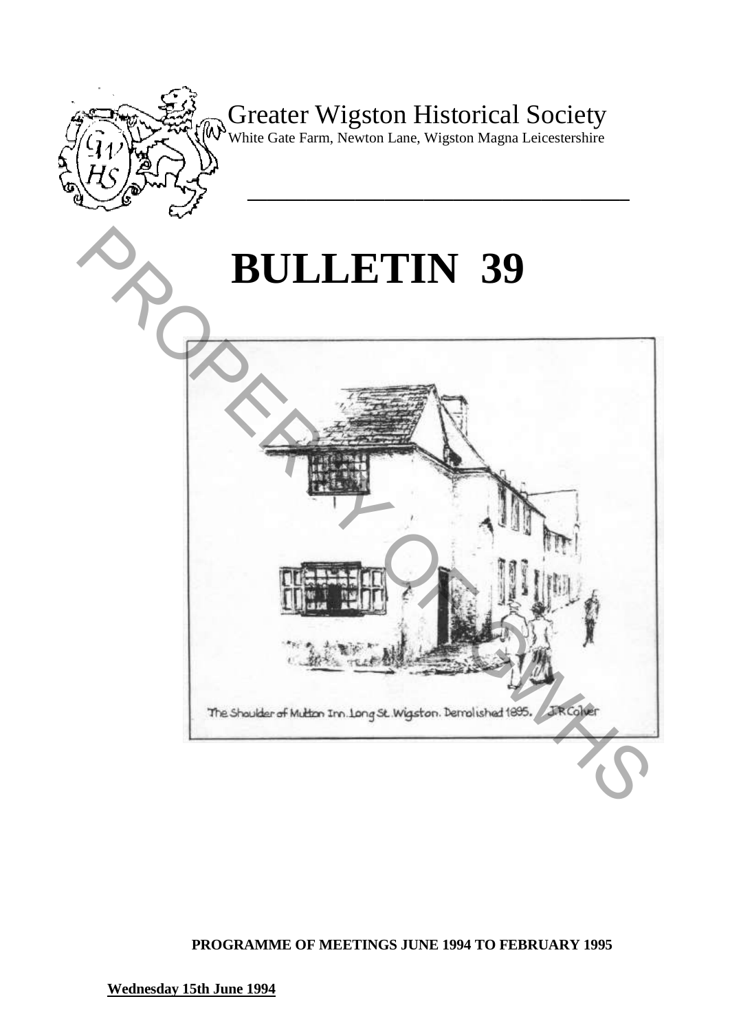# Greater Wigston Historical Society

White Gate Farm, Newton Lane, Wigston Magna Leicestershire

# BULLETIN 39

The Shoulder of Mutton Inn. Long St. Wigston. Demolished 1895. J.R.Colver

**PROGRAMME OF MEETINGS JUNE 1994 TO FEBRUARY 1995**

**Wednesday 15th June 1994**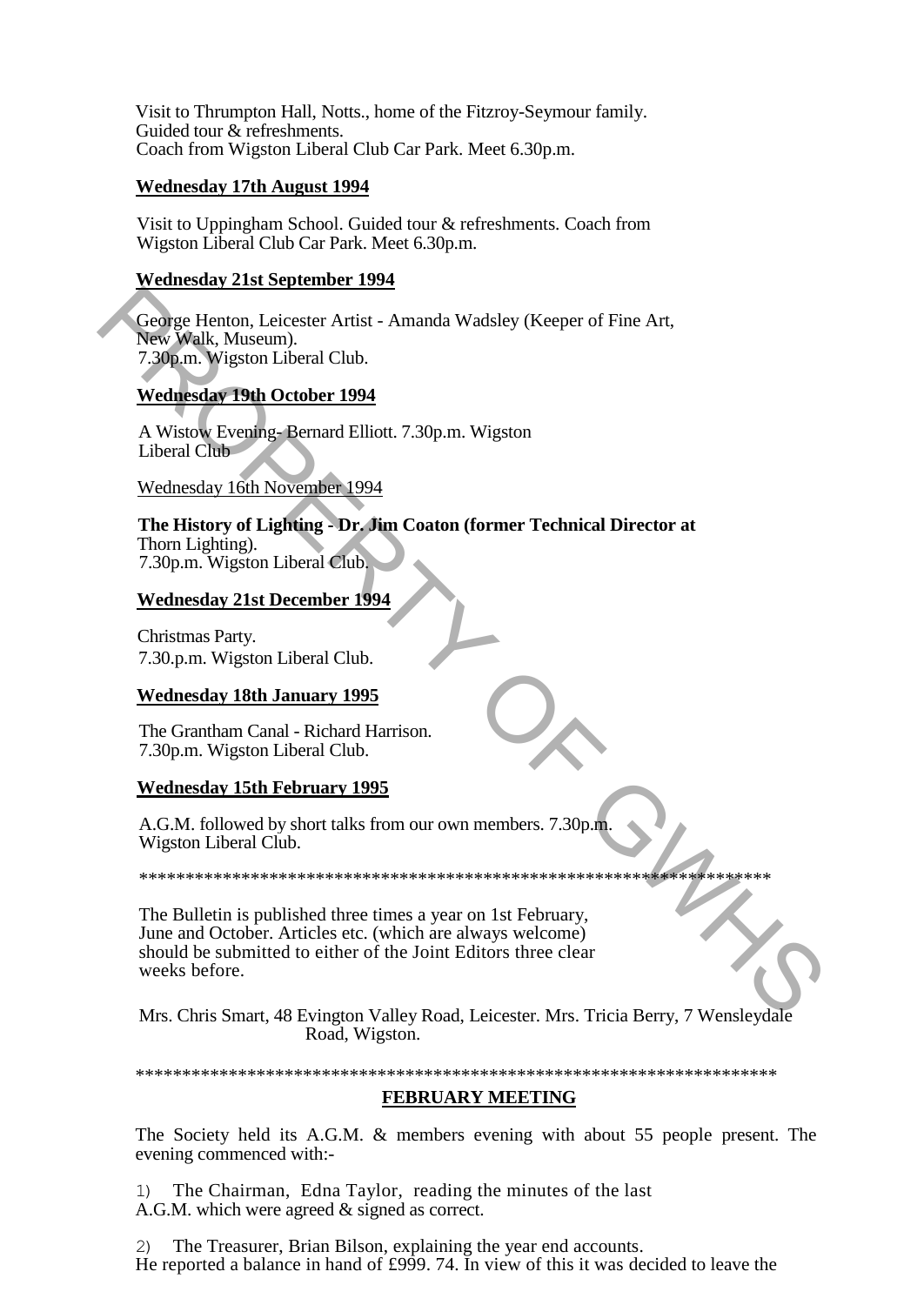Visit to Thrumpton Hall, Notts., home of the Fitzroy-Seymour family. Guided tour & refreshments.
Coach from Wigston Liberal Club Car Park. Meet 6.30p.m.

**Wednesday 17th August 1994**

Visit to Uppingham School. Guided tour & refreshments. Coach from Wigston Liberal Club Car Park. Meet 6.30p.m.

**Wednesday 21st September 1994**

George Henton, Leicester Artist - Amanda Wadsley (Keeper of Fine Art, New Walk, Museum).
7.30p.m. Wigston Liberal Club.

**Wednesday 19th October 1994**

A Wistow Evening- Bernard Elliott. 7.30p.m. Wigston Liberal Club

Wednesday 16th November 1994

**The History of Lighting - Dr. Jim Coaton (former Technical Director at** Thorn Lighting).
7.30p.m. Wigston Liberal Club.

**Wednesday 21st December 1994**

Christmas Party.
7.30.p.m. Wigston Liberal Club.

**Wednesday 18th January 1995**

The Grantham Canal - Richard Harrison.
7.30p.m. Wigston Liberal Club.

**Wednesday 15th February 1995**

A.G.M. followed by short talks from our own members. 7.30p.m. Wigston Liberal Club.

*********************************************************************

The Bulletin is published three times a year on 1st February, June and October. Articles etc. (which are always welcome) should be submitted to either of the Joint Editors three clear weeks before.

Mrs. Chris Smart, 48 Evington Valley Road, Leicester. Mrs. Tricia Berry, 7 Wensleydale Road, Wigston.

*********************************************************************

## FEBRUARY MEETING

The Society held its A.G.M. & members evening with about 55 people present. The evening commenced with:-

1) The Chairman, Edna Taylor, reading the minutes of the last A.G.M. which were agreed & signed as correct.

2) The Treasurer, Brian Bilson, explaining the year end accounts. He reported a balance in hand of £999. 74. In view of this it was decided to leave the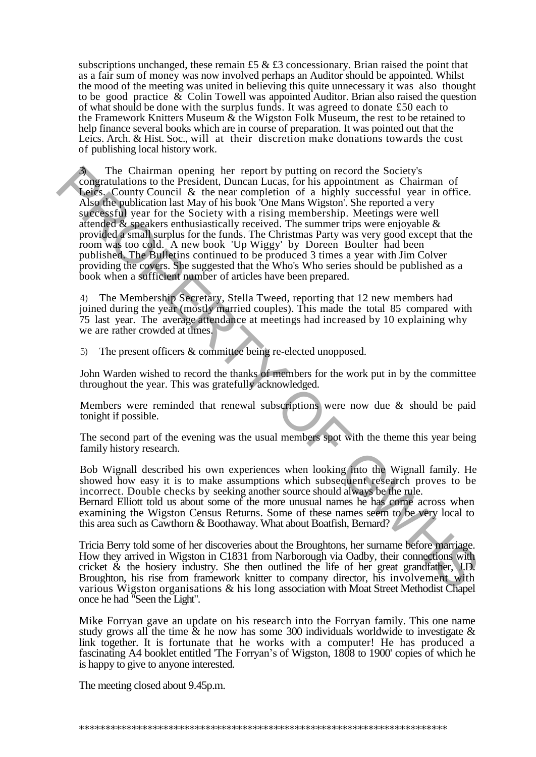subscriptions unchanged, these remain £5 & £3 concessionary. Brian raised the point that as a fair sum of money was now involved perhaps an Auditor should be appointed. Whilst the mood of the meeting was united in believing this quite unnecessary it was also thought to be good practice & Colin Towell was appointed Auditor. Brian also raised the question of what should be done with the surplus funds. It was agreed to donate £50 each to the Framework Knitters Museum & the Wigston Folk Museum, the rest to be retained to help finance several books which are in course of preparation. It was pointed out that the Leics. Arch. & Hist. Soc., will at their discretion make donations towards the cost of publishing local history work.

3) The Chairman opening her report by putting on record the Society's congratulations to the President, Duncan Lucas, for his appointment as Chairman of Leics. County Council & the near completion of a highly successful year in office. Also the publication last May of his book 'One Mans Wigston'. She reported a very successful year for the Society with a rising membership. Meetings were well attended & speakers enthusiastically received. The summer trips were enjoyable & provided a small surplus for the funds. The Christmas Party was very good except that the room was too cold. A new book 'Up Wiggy' by Doreen Boulter had been published. The Bulletins continued to be produced 3 times a year with Jim Colver providing the covers. She suggested that the Who's Who series should be published as a book when a sufficient number of articles have been prepared.

4) The Membership Secretary, Stella Tweed, reporting that 12 new members had joined during the year (mostly married couples). This made the total 85 compared with 75 last year. The average attendance at meetings had increased by 10 explaining why we are rather crowded at times.

5) The present officers & committee being re-elected unopposed.

John Warden wished to record the thanks of members for the work put in by the committee throughout the year. This was gratefully acknowledged.

Members were reminded that renewal subscriptions were now due & should be paid tonight if possible.

The second part of the evening was the usual members spot with the theme this year being family history research.

Bob Wignall described his own experiences when looking into the Wignall family. He showed how easy it is to make assumptions which subsequent research proves to be incorrect. Double checks by seeking another source should always be the rule.
Bernard Elliott told us about some of the more unusual names he has come across when examining the Wigston Census Returns. Some of these names seem to be very local to this area such as Cawthorn & Boothaway. What about Boatfish, Bernard?

Tricia Berry told some of her discoveries about the Broughtons, her surname before marriage. How they arrived in Wigston in C1831 from Narborough via Oadby, their connections with cricket & the hosiery industry. She then outlined the life of her great grandfather, J.D. Broughton, his rise from framework knitter to company director, his involvement with various Wigston organisations & his long association with Moat Street Methodist Chapel once he had "Seen the Light".

Mike Forryan gave an update on his research into the Forryan family. This one name study grows all the time & he now has some 300 individuals worldwide to investigate & link together. It is fortunate that he works with a computer! He has produced a fascinating A4 booklet entitled 'The Forryan's of Wigston, 1808 to 1900' copies of which he is happy to give to anyone interested.

The meeting closed about 9.45p.m.

\*\*\*\*\*\*\*\*\*\*\*\*\*\*\*\*\*\*\*\*\*\*\*\*\*\*\*\*\*\*\*\*\*\*\*\*\*\*\*\*\*\*\*\*\*\*\*\*\*\*\*\*\*\*\*\*\*\*\*\*\*\*\*\*\*\*\*\*\*\*\*\*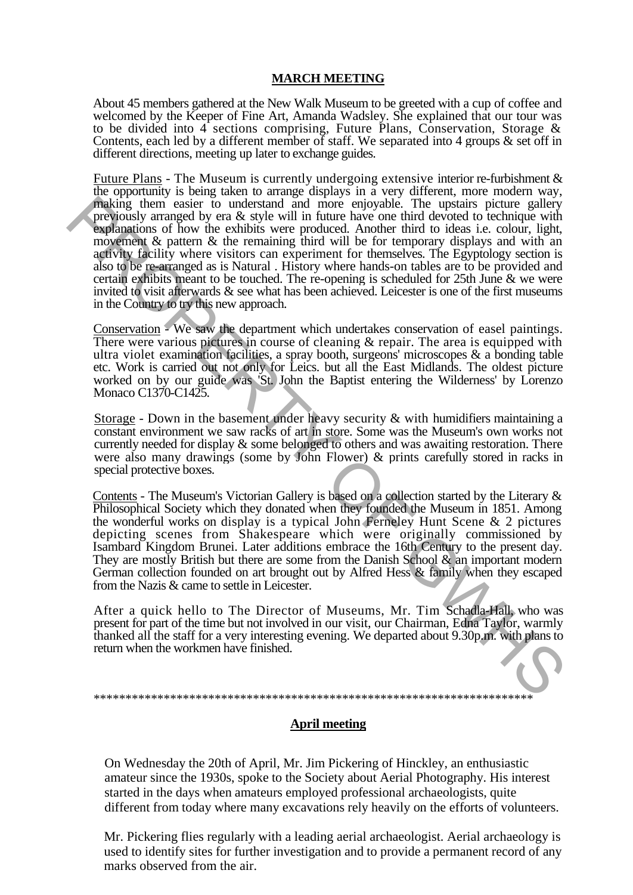## MARCH MEETING

About 45 members gathered at the New Walk Museum to be greeted with a cup of coffee and welcomed by the Keeper of Fine Art, Amanda Wadsley. She explained that our tour was to be divided into 4 sections comprising, Future Plans, Conservation, Storage & Contents, each led by a different member of staff. We separated into 4 groups & set off in different directions, meeting up later to exchange guides.

Future Plans - The Museum is currently undergoing extensive interior re-furbishment & the opportunity is being taken to arrange displays in a very different, more modern way, making them easier to understand and more enjoyable. The upstairs picture gallery previously arranged by era & style will in future have one third devoted to technique with explanations of how the exhibits were produced. Another third to ideas i.e. colour, light, movement & pattern & the remaining third will be for temporary displays and with an activity facility where visitors can experiment for themselves. The Egyptology section is also to be re-arranged as is Natural . History where hands-on tables are to be provided and certain exhibits meant to be touched. The re-opening is scheduled for 25th June & we were invited to visit afterwards & see what has been achieved. Leicester is one of the first museums in the Country to try this new approach.

Conservation - We saw the department which undertakes conservation of easel paintings. There were various pictures in course of cleaning & repair. The area is equipped with ultra violet examination facilities, a spray booth, surgeons' microscopes & a bonding table etc. Work is carried out not only for Leics. but all the East Midlands. The oldest picture worked on by our guide was 'St. John the Baptist entering the Wilderness' by Lorenzo Monaco C1370-C1425.

Storage - Down in the basement under heavy security & with humidifiers maintaining a constant environment we saw racks of art in store. Some was the Museum's own works not currently needed for display & some belonged to others and was awaiting restoration. There were also many drawings (some by John Flower) & prints carefully stored in racks in special protective boxes.

Contents - The Museum's Victorian Gallery is based on a collection started by the Literary & Philosophical Society which they donated when they founded the Museum in 1851. Among the wonderful works on display is a typical John Ferneley Hunt Scene & 2 pictures depicting scenes from Shakespeare which were originally commissioned by Isambard Kingdom Brunei. Later additions embrace the 16th Century to the present day. They are mostly British but there are some from the Danish School & an important modern German collection founded on art brought out by Alfred Hess & family when they escaped from the Nazis & came to settle in Leicester.

After a quick hello to The Director of Museums, Mr. Tim Schadla-Hall, who was present for part of the time but not involved in our visit, our Chairman, Edna Taylor, warmly thanked all the staff for a very interesting evening. We departed about 9.30p.m. with plans to return when the workmen have finished.

**********************************************************************

## April meeting

On Wednesday the 20th of April, Mr. Jim Pickering of Hinckley, an enthusiastic amateur since the 1930s, spoke to the Society about Aerial Photography. His interest started in the days when amateurs employed professional archaeologists, quite different from today where many excavations rely heavily on the efforts of volunteers.

Mr. Pickering flies regularly with a leading aerial archaeologist. Aerial archaeology is used to identify sites for further investigation and to provide a permanent record of any marks observed from the air.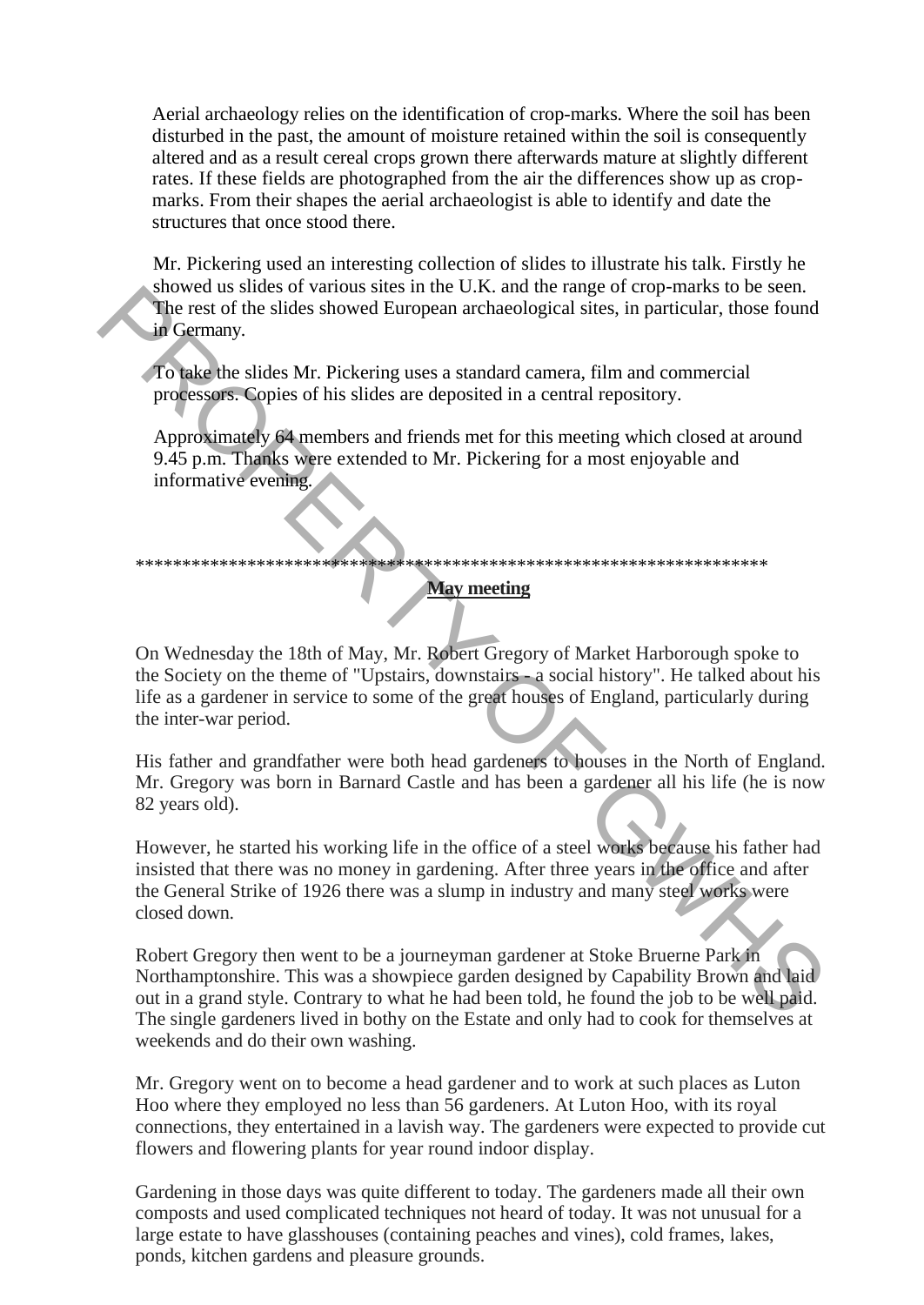Aerial archaeology relies on the identification of crop-marks. Where the soil has been disturbed in the past, the amount of moisture retained within the soil is consequently altered and as a result cereal crops grown there afterwards mature at slightly different rates. If these fields are photographed from the air the differences show up as crop-marks. From their shapes the aerial archaeologist is able to identify and date the structures that once stood there.

Mr. Pickering used an interesting collection of slides to illustrate his talk. Firstly he showed us slides of various sites in the U.K. and the range of crop-marks to be seen. The rest of the slides showed European archaeological sites, in particular, those found in Germany.

To take the slides Mr. Pickering uses a standard camera, film and commercial processors. Copies of his slides are deposited in a central repository.

Approximately 64 members and friends met for this meeting which closed at around 9.45 p.m. Thanks were extended to Mr. Pickering for a most enjoyable and informative evening.

******************************************************************

**May meeting**

On Wednesday the 18th of May, Mr. Robert Gregory of Market Harborough spoke to the Society on the theme of "Upstairs, downstairs - a social history". He talked about his life as a gardener in service to some of the great houses of England, particularly during the inter-war period.

His father and grandfather were both head gardeners to houses in the North of England. Mr. Gregory was born in Barnard Castle and has been a gardener all his life (he is now 82 years old).

However, he started his working life in the office of a steel works because his father had insisted that there was no money in gardening. After three years in the office and after the General Strike of 1926 there was a slump in industry and many steel works were closed down.

Robert Gregory then went to be a journeyman gardener at Stoke Bruerne Park in Northamptonshire. This was a showpiece garden designed by Capability Brown and laid out in a grand style. Contrary to what he had been told, he found the job to be well paid. The single gardeners lived in bothy on the Estate and only had to cook for themselves at weekends and do their own washing.

Mr. Gregory went on to become a head gardener and to work at such places as Luton Hoo where they employed no less than 56 gardeners. At Luton Hoo, with its royal connections, they entertained in a lavish way. The gardeners were expected to provide cut flowers and flowering plants for year round indoor display.

Gardening in those days was quite different to today. The gardeners made all their own composts and used complicated techniques not heard of today. It was not unusual for a large estate to have glasshouses (containing peaches and vines), cold frames, lakes, ponds, kitchen gardens and pleasure grounds.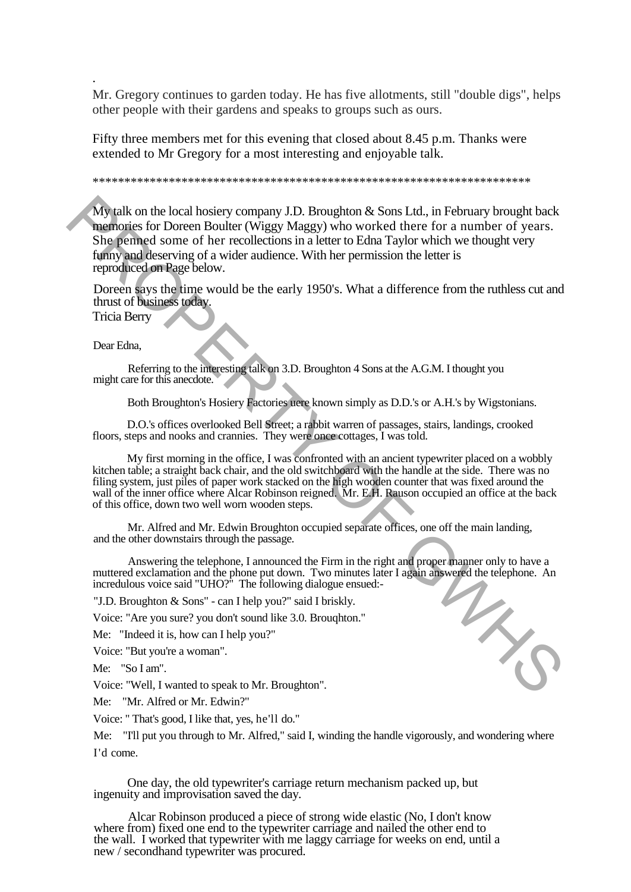.

Mr. Gregory continues to garden today. He has five allotments, still "double digs", helps other people with their gardens and speaks to groups such as ours.

Fifty three members met for this evening that closed about 8.45 p.m. Thanks were extended to Mr Gregory for a most interesting and enjoyable talk.

************************************************************************

My talk on the local hosiery company J.D. Broughton & Sons Ltd., in February brought back memories for Doreen Boulter (Wiggy Maggy) who worked there for a number of years. She penned some of her recollections in a letter to Edna Taylor which we thought very funny and deserving of a wider audience. With her permission the letter is reproduced on Page below.

Doreen says the time would be the early 1950's. What a difference from the ruthless cut and thrust of business today.

Tricia Berry

Dear Edna,

Referring to the interesting talk on 3.D. Broughton 4 Sons at the A.G.M. I thought you might care for this anecdote.

Both Broughton's Hosiery Factories uere known simply as D.D.'s or A.H.'s by Wigstonians.

D.O.'s offices overlooked Bell Street; a rabbit warren of passages, stairs, landings, crooked floors, steps and nooks and crannies. They were once cottages, I was told.

My first morning in the office, I was confronted with an ancient typewriter placed on a wobbly kitchen table; a straight back chair, and the old switchboard with the handle at the side. There was no filing system, just piles of paper work stacked on the high wooden counter that was fixed around the wall of the inner office where Alcar Robinson reigned. Mr. E.H. Rauson occupied an office at the back of this office, down two well worn wooden steps.

Mr. Alfred and Mr. Edwin Broughton occupied separate offices, one off the main landing, and the other downstairs through the passage.

Answering the telephone, I announced the Firm in the right and proper manner only to have a muttered exclamation and the phone put down. Two minutes later I again answered the telephone. An incredulous voice said "UHO?" The following dialogue ensued:-

"J.D. Broughton & Sons" - can I help you?" said I briskly.

Voice: "Are you sure? you don't sound like 3.0. Brouqhton."

Me: "Indeed it is, how can I help you?"

Voice: "But you're a woman".

Me: "So I am".

Voice: "Well, I wanted to speak to Mr. Broughton".

Me: "Mr. Alfred or Mr. Edwin?"

Voice: " That's good, I like that, yes, he'll do."

Me: "I'll put you through to Mr. Alfred," said I, winding the handle vigorously, and wondering where I'd come.

One day, the old typewriter's carriage return mechanism packed up, but ingenuity and improvisation saved the day.

Alcar Robinson produced a piece of strong wide elastic (No, I don't know where from) fixed one end to the typewriter carriage and nailed the other end to the wall. I worked that typewriter with me laggy carriage for weeks on end, until a new / secondhand typewriter was procured.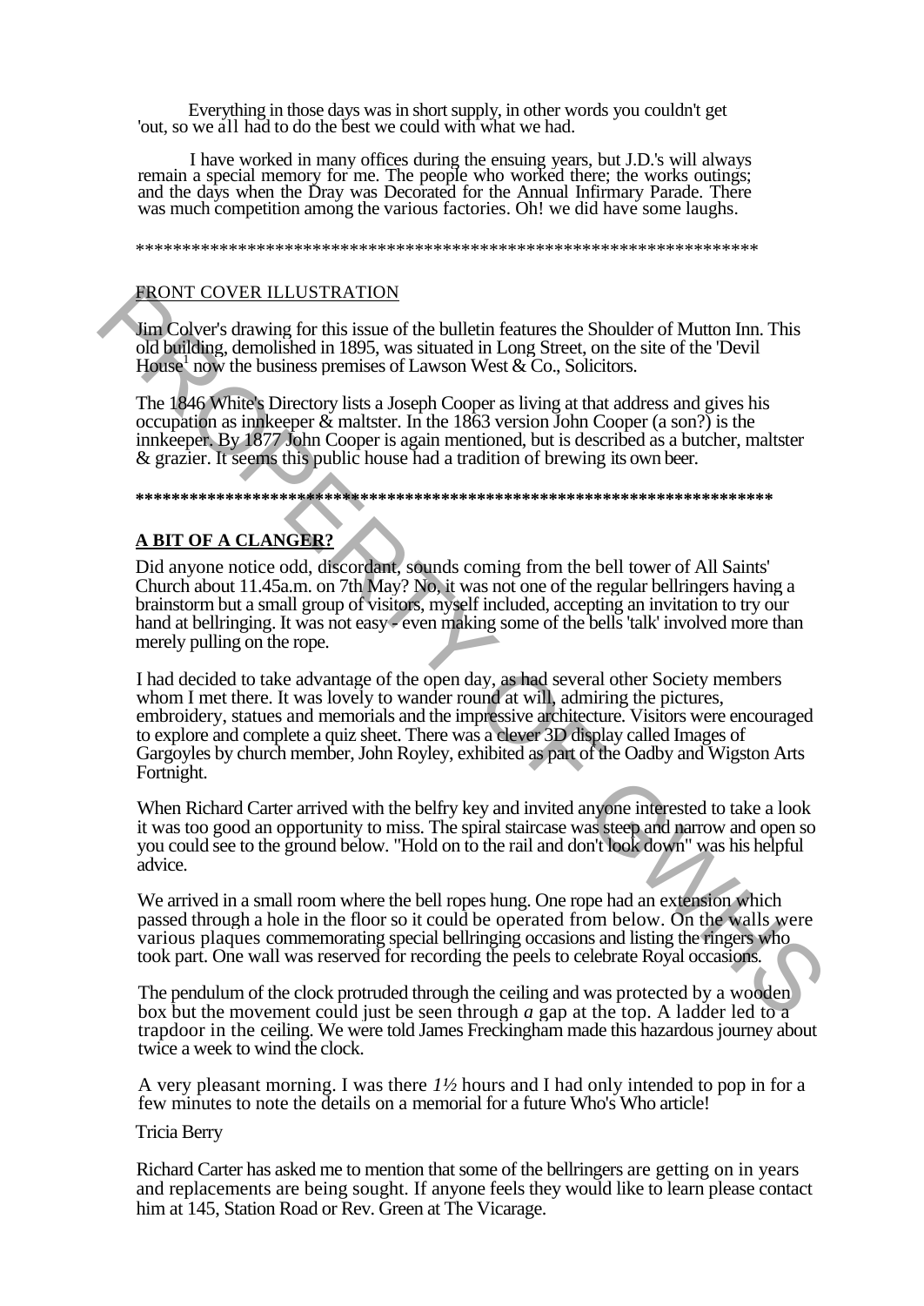Everything in those days was in short supply, in other words you couldn't get 'out, so we all had to do the best we could with what we had.

I have worked in many offices during the ensuing years, but J.D.'s will always remain a special memory for me. The people who worked there; the works outings; and the days when the Dray was Decorated for the Annual Infirmary Parade. There was much competition among the various factories. Oh! we did have some laughs.

\*\*\*\*\*\*\*\*\*\*\*\*\*\*\*\*\*\*\*\*\*\*\*\*\*\*\*\*\*\*\*\*\*\*\*\*\*\*\*\*\*\*\*\*\*\*\*\*\*\*\*\*\*\*\*\*\*\*\*\*\*\*\*\*\*\*\*\*\*\*

FRONT COVER ILLUSTRATION

Jim Colver's drawing for this issue of the bulletin features the Shoulder of Mutton Inn. This old building, demolished in 1895, was situated in Long Street, on the site of the 'Devil House[1] now the business premises of Lawson West & Co., Solicitors.

The 1846 White's Directory lists a Joseph Cooper as living at that address and gives his occupation as innkeeper & maltster. In the 1863 version John Cooper (a son?) is the innkeeper. By 1877 John Cooper is again mentioned, but is described as a butcher, maltster & grazier. It seems this public house had a tradition of brewing its own beer.

\*\*\*\*\*\*\*\*\*\*\*\*\*\*\*\*\*\*\*\*\*\*\*\*\*\*\*\*\*\*\*\*\*\*\*\*\*\*\*\*\*\*\*\*\*\*\*\*\*\*\*\*\*\*\*\*\*\*\*\*\*\*\*\*\*\*\*\*\*\*

## A BIT OF A CLANGER?

Did anyone notice odd, discordant, sounds coming from the bell tower of All Saints' Church about 11.45a.m. on 7th May? No, it was not one of the regular bellringers having a brainstorm but a small group of visitors, myself included, accepting an invitation to try our hand at bellringing. It was not easy - even making some of the bells 'talk' involved more than merely pulling on the rope.

I had decided to take advantage of the open day, as had several other Society members whom I met there. It was lovely to wander round at will, admiring the pictures, embroidery, statues and memorials and the impressive architecture. Visitors were encouraged to explore and complete a quiz sheet. There was a clever 3D display called Images of Gargoyles by church member, John Royley, exhibited as part of the Oadby and Wigston Arts Fortnight.

When Richard Carter arrived with the belfry key and invited anyone interested to take a look it was too good an opportunity to miss. The spiral staircase was steep and narrow and open so you could see to the ground below. "Hold on to the rail and don't look down" was his helpful advice.

We arrived in a small room where the bell ropes hung. One rope had an extension which passed through a hole in the floor so it could be operated from below. On the walls were various plaques commemorating special bellringing occasions and listing the ringers who took part. One wall was reserved for recording the peels to celebrate Royal occasions.

The pendulum of the clock protruded through the ceiling and was protected by a wooden box but the movement could just be seen through *a* gap at the top. A ladder led to a trapdoor in the ceiling. We were told James Freckingham made this hazardous journey about twice a week to wind the clock.

A very pleasant morning. I was there *1½* hours and I had only intended to pop in for a few minutes to note the details on a memorial for a future Who's Who article!

Tricia Berry

Richard Carter has asked me to mention that some of the bellringers are getting on in years and replacements are being sought. If anyone feels they would like to learn please contact him at 145, Station Road or Rev. Green at The Vicarage.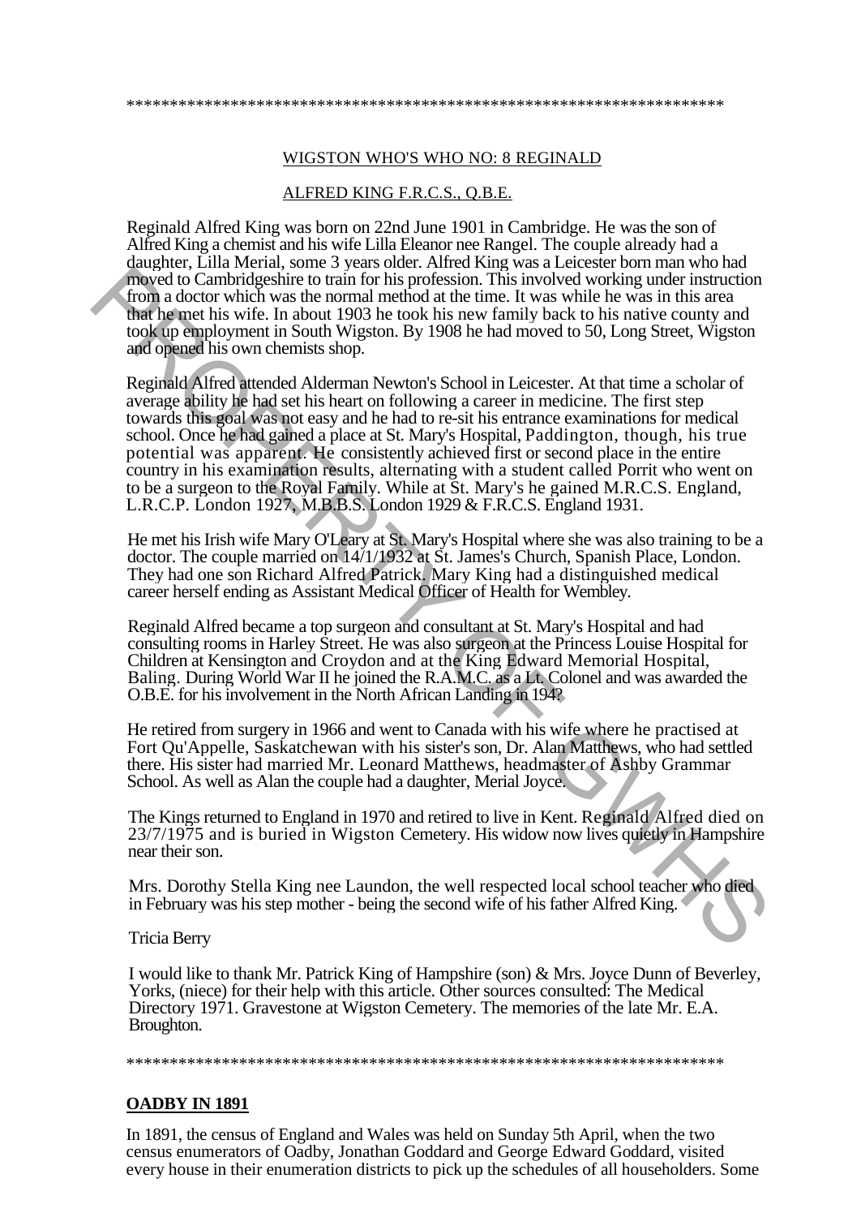\*\*\*\*\*\*\*\*\*\*\*\*\*\*\*\*\*\*\*\*\*\*\*\*\*\*\*\*\*\*\*\*\*\*\*\*\*\*\*\*\*\*\*\*\*\*\*\*\*\*\*\*\*\*\*\*\*\*\*\*\*\*\*\*\*\*\*\*\*

## WIGSTON WHO'S WHO NO: 8 REGINALD ALFRED KING F.R.C.S., Q.B.E.

Reginald Alfred King was born on 22nd June 1901 in Cambridge. He was the son of Alfred King a chemist and his wife Lilla Eleanor nee Rangel. The couple already had a daughter, Lilla Merial, some 3 years older. Alfred King was a Leicester born man who had moved to Cambridgeshire to train for his profession. This involved working under instruction from a doctor which was the normal method at the time. It was while he was in this area that he met his wife. In about 1903 he took his new family back to his native county and took up employment in South Wigston. By 1908 he had moved to 50, Long Street, Wigston and opened his own chemists shop.

Reginald Alfred attended Alderman Newton's School in Leicester. At that time a scholar of average ability he had set his heart on following a career in medicine. The first step towards this goal was not easy and he had to re-sit his entrance examinations for medical school. Once he had gained a place at St. Mary's Hospital, Paddington, though, his true potential was apparent. He consistently achieved first or second place in the entire country in his examination results, alternating with a student called Porrit who went on to be a surgeon to the Royal Family. While at St. Mary's he gained M.R.C.S. England, L.R.C.P. London 1927, M.B.B.S. London 1929 & F.R.C.S. England 1931.

He met his Irish wife Mary O'Leary at St. Mary's Hospital where she was also training to be a doctor. The couple married on 14/1/1932 at St. James's Church, Spanish Place, London. They had one son Richard Alfred Patrick. Mary King had a distinguished medical career herself ending as Assistant Medical Officer of Health for Wembley.

Reginald Alfred became a top surgeon and consultant at St. Mary's Hospital and had consulting rooms in Harley Street. He was also surgeon at the Princess Louise Hospital for Children at Kensington and Croydon and at the King Edward Memorial Hospital, Baling. During World War II he joined the R.A.M.C. as a Lt. Colonel and was awarded the O.B.E. for his involvement in the North African Landing in 194?.

He retired from surgery in 1966 and went to Canada with his wife where he practised at Fort Qu'Appelle, Saskatchewan with his sister's son, Dr. Alan Matthews, who had settled there. His sister had married Mr. Leonard Matthews, headmaster of Ashby Grammar School. As well as Alan the couple had a daughter, Merial Joyce.

The Kings returned to England in 1970 and retired to live in Kent. Reginald Alfred died on 23/7/1975 and is buried in Wigston Cemetery. His widow now lives quietly in Hampshire near their son.

Mrs. Dorothy Stella King nee Laundon, the well respected local school teacher who died in February was his step mother - being the second wife of his father Alfred King.

Tricia Berry

I would like to thank Mr. Patrick King of Hampshire (son) & Mrs. Joyce Dunn of Beverley, Yorks, (niece) for their help with this article. Other sources consulted: The Medical Directory 1971. Gravestone at Wigston Cemetery. The memories of the late Mr. E.A. Broughton.

\*\*\*\*\*\*\*\*\*\*\*\*\*\*\*\*\*\*\*\*\*\*\*\*\*\*\*\*\*\*\*\*\*\*\*\*\*\*\*\*\*\*\*\*\*\*\*\*\*\*\*\*\*\*\*\*\*\*\*\*\*\*\*\*\*\*\*\*\*

## OADBY IN 1891

In 1891, the census of England and Wales was held on Sunday 5th April, when the two census enumerators of Oadby, Jonathan Goddard and George Edward Goddard, visited every house in their enumeration districts to pick up the schedules of all householders. Some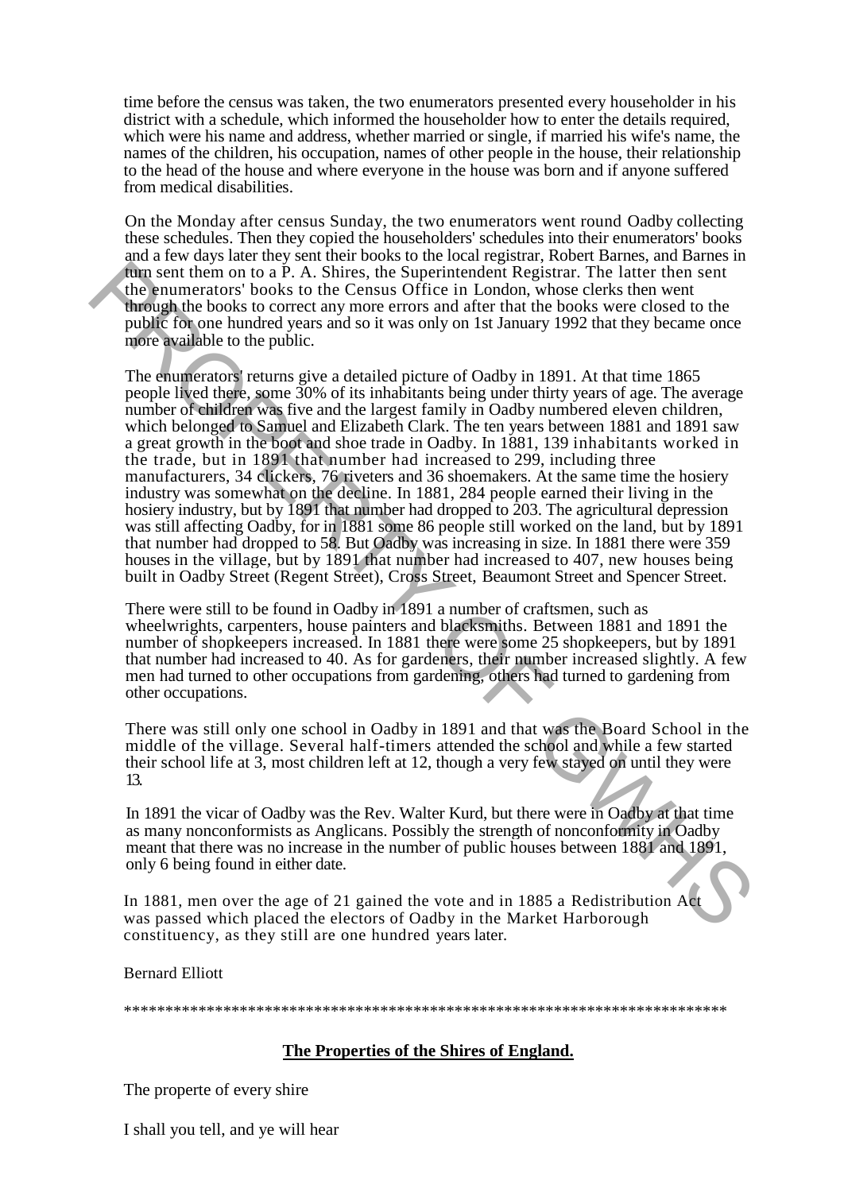time before the census was taken, the two enumerators presented every householder in his district with a schedule, which informed the householder how to enter the details required, which were his name and address, whether married or single, if married his wife's name, the names of the children, his occupation, names of other people in the house, their relationship to the head of the house and where everyone in the house was born and if anyone suffered from medical disabilities.

On the Monday after census Sunday, the two enumerators went round Oadby collecting these schedules. Then they copied the householders' schedules into their enumerators' books and a few days later they sent their books to the local registrar, Robert Barnes, and Barnes in turn sent them on to a P. A. Shires, the Superintendent Registrar. The latter then sent the enumerators' books to the Census Office in London, whose clerks then went through the books to correct any more errors and after that the books were closed to the public for one hundred years and so it was only on 1st January 1992 that they became once more available to the public.

The enumerators' returns give a detailed picture of Oadby in 1891. At that time 1865 people lived there, some 30% of its inhabitants being under thirty years of age. The average number of children was five and the largest family in Oadby numbered eleven children, which belonged to Samuel and Elizabeth Clark. The ten years between 1881 and 1891 saw a great growth in the boot and shoe trade in Oadby. In 1881, 139 inhabitants worked in the trade, but in 1891 that number had increased to 299, including three manufacturers, 34 clickers, 76 riveters and 36 shoemakers. At the same time the hosiery industry was somewhat on the decline. In 1881, 284 people earned their living in the hosiery industry, but by 1891 that number had dropped to 203. The agricultural depression was still affecting Oadby, for in 1881 some 86 people still worked on the land, but by 1891 that number had dropped to 58. But Oadby was increasing in size. In 1881 there were 359 houses in the village, but by 1891 that number had increased to 407, new houses being built in Oadby Street (Regent Street), Cross Street, Beaumont Street and Spencer Street.

There were still to be found in Oadby in 1891 a number of craftsmen, such as wheelwrights, carpenters, house painters and blacksmiths. Between 1881 and 1891 the number of shopkeepers increased. In 1881 there were some 25 shopkeepers, but by 1891 that number had increased to 40. As for gardeners, their number increased slightly. A few men had turned to other occupations from gardening, others had turned to gardening from other occupations.

There was still only one school in Oadby in 1891 and that was the Board School in the middle of the village. Several half-timers attended the school and while a few started their school life at 3, most children left at 12, though a very few stayed on until they were 13.

In 1891 the vicar of Oadby was the Rev. Walter Kurd, but there were in Oadby at that time as many nonconformists as Anglicans. Possibly the strength of nonconformity in Oadby meant that there was no increase in the number of public houses between 1881 and 1891, only 6 being found in either date.

In 1881, men over the age of 21 gained the vote and in 1885 a Redistribution Act was passed which placed the electors of Oadby in the Market Harborough constituency, as they still are one hundred years later.

Bernard Elliott

*****************************************************************************

**The Properties of the Shires of England.**

The properte of every shire

I shall you tell, and ye will hear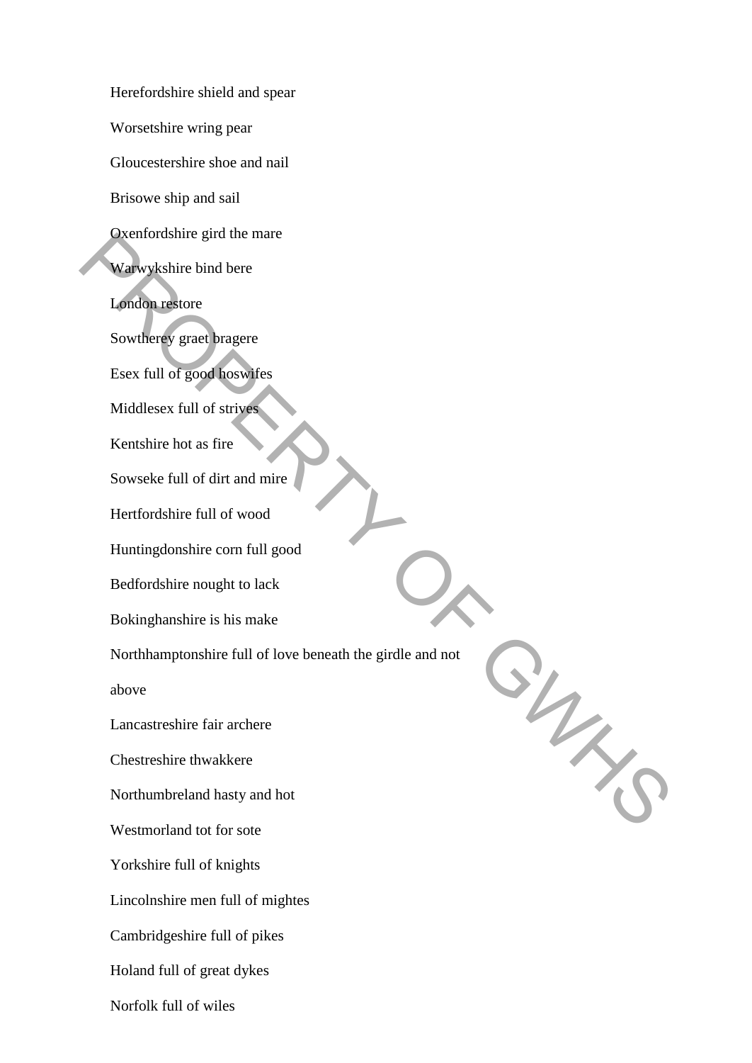Herefordshire shield and spear

Worsetshire wring pear

Gloucestershire shoe and nail

Brisowe ship and sail

Oxenfordshire gird the mare

Warwykshire bind bere

London restore

Sowtherey graet bragere

Esex full of good hoswifes

Middlesex full of strives

Kentshire hot as fire

Sowseke full of dirt and mire

Hertfordshire full of wood

Huntingdonshire corn full good

Bedfordshire nought to lack

Bokinghanshire is his make

Northhamptonshire full of love beneath the girdle and not above

Lancastreshire fair archere

Chestreshire thwakkere

Northumbreland hasty and hot

Westmorland tot for sote

Yorkshire full of knights

Lincolnshire men full of mightes

Cambridgeshire full of pikes

Holand full of great dykes

Norfolk full of wiles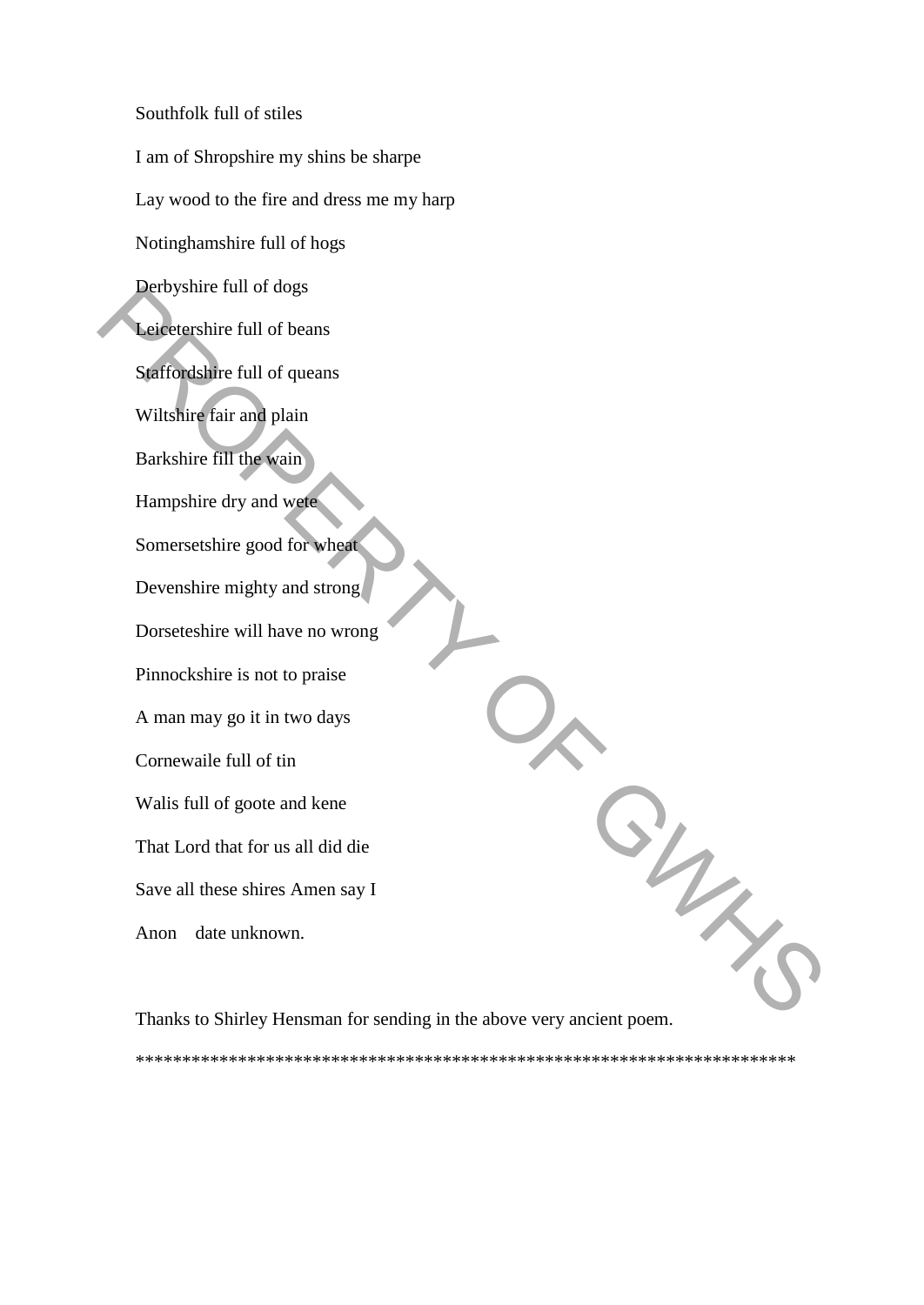Southfolk full of stiles

I am of Shropshire my shins be sharpe

Lay wood to the fire and dress me my harp

Notinghamshire full of hogs

Derbyshire full of dogs

Leicetershire full of beans

Staffordshire full of queans

Wiltshire fair and plain

Barkshire fill the wain

Hampshire dry and wete

Somersetshire good for wheat

Devenshire mighty and strong

Dorseteshire will have no wrong

Pinnockshire is not to praise

A man may go it in two days

Cornewaile full of tin

Walis full of goote and kene

That Lord that for us all did die

Save all these shires Amen say I

Anon    date unknown.

Thanks to Shirley Hensman for sending in the above very ancient poem.

*************************************************************************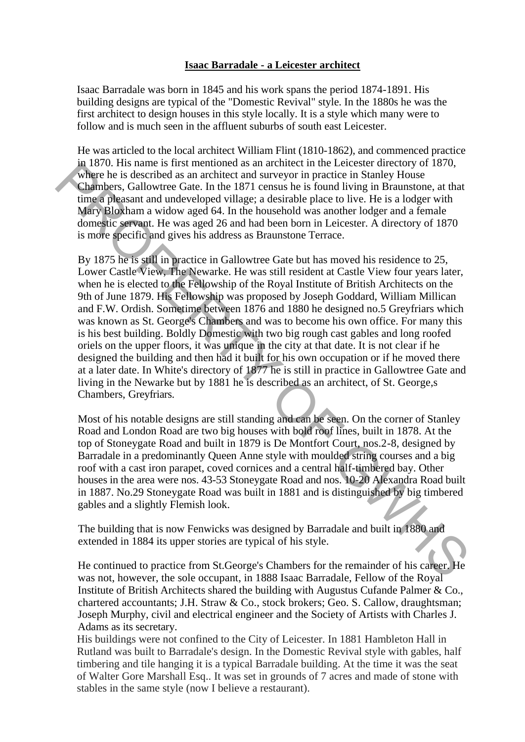**Isaac Barradale - a Leicester architect**

Isaac Barradale was born in 1845 and his work spans the period 1874-1891. His building designs are typical of the "Domestic Revival" style. In the 1880s he was the first architect to design houses in this style locally. It is a style which many were to follow and is much seen in the affluent suburbs of south east Leicester.

He was articled to the local architect William Flint (1810-1862), and commenced practice in 1870. His name is first mentioned as an architect in the Leicester directory of 1870, where he is described as an architect and surveyor in practice in Stanley House Chambers, Gallowtree Gate. In the 1871 census he is found living in Braunstone, at that time a pleasant and undeveloped village; a desirable place to live. He is a lodger with Mary Bloxham a widow aged 64. In the household was another lodger and a female domestic servant. He was aged 26 and had been born in Leicester. A directory of 1870 is more specific and gives his address as Braunstone Terrace.

By 1875 he is still in practice in Gallowtree Gate but has moved his residence to 25, Lower Castle View, The Newarke. He was still resident at Castle View four years later, when he is elected to the Fellowship of the Royal Institute of British Architects on the 9th of June 1879. His Fellowship was proposed by Joseph Goddard, William Millican and F.W. Ordish. Sometime between 1876 and 1880 he designed no.5 Greyfriars which was known as St. George's Chambers and was to become his own office. For many this is his best building. Boldly Domestic with two big rough cast gables and long roofed oriels on the upper floors, it was unique in the city at that date. It is not clear if he designed the building and then had it built for his own occupation or if he moved there at a later date. In White's directory of 1877 he is still in practice in Gallowtree Gate and living in the Newarke but by 1881 he is described as an architect, of St. George,s Chambers, Greyfriars.

Most of his notable designs are still standing and can be seen. On the corner of Stanley Road and London Road are two big houses with bold roof lines, built in 1878. At the top of Stoneygate Road and built in 1879 is De Montfort Court, nos.2-8, designed by Barradale in a predominantly Queen Anne style with moulded string courses and a big roof with a cast iron parapet, coved cornices and a central half-timbered bay. Other houses in the area were nos. 43-53 Stoneygate Road and nos. 10-20 Alexandra Road built in 1887. No.29 Stoneygate Road was built in 1881 and is distinguished by big timbered gables and a slightly Flemish look.

The building that is now Fenwicks was designed by Barradale and built in 1880 and extended in 1884 its upper stories are typical of his style.

He continued to practice from St.George's Chambers for the remainder of his career. He was not, however, the sole occupant, in 1888 Isaac Barradale, Fellow of the Royal Institute of British Architects shared the building with Augustus Cufande Palmer & Co., chartered accountants; J.H. Straw & Co., stock brokers; Geo. S. Callow, draughtsman; Joseph Murphy, civil and electrical engineer and the Society of Artists with Charles J. Adams as its secretary.

His buildings were not confined to the City of Leicester. In 1881 Hambleton Hall in Rutland was built to Barradale's design. In the Domestic Revival style with gables, half timbering and tile hanging it is a typical Barradale building. At the time it was the seat of Walter Gore Marshall Esq.. It was set in grounds of 7 acres and made of stone with stables in the same style (now I believe a restaurant).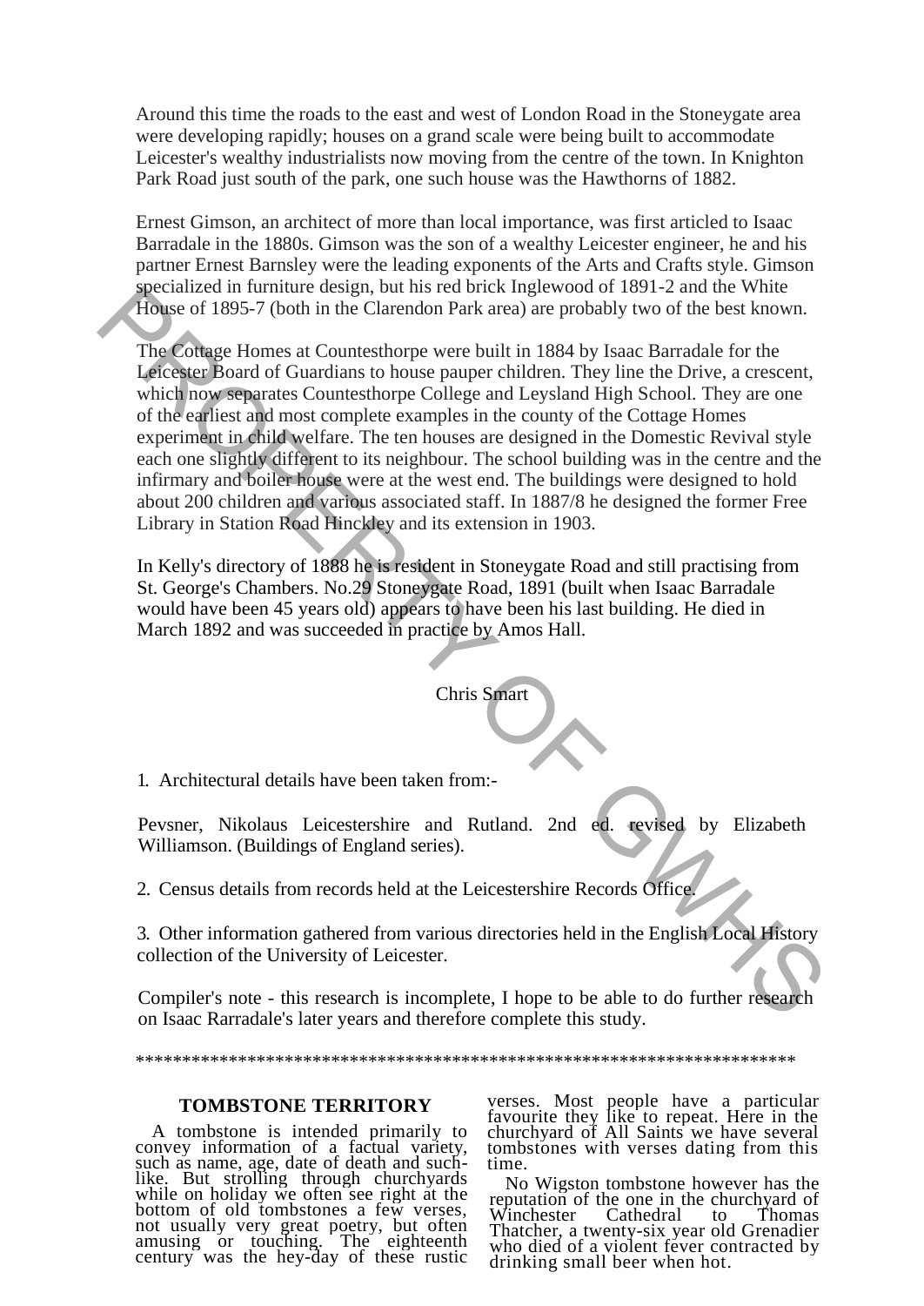Around this time the roads to the east and west of London Road in the Stoneygate area were developing rapidly; houses on a grand scale were being built to accommodate Leicester's wealthy industrialists now moving from the centre of the town. In Knighton Park Road just south of the park, one such house was the Hawthorns of 1882.

Ernest Gimson, an architect of more than local importance, was first articled to Isaac Barradale in the 1880s. Gimson was the son of a wealthy Leicester engineer, he and his partner Ernest Barnsley were the leading exponents of the Arts and Crafts style. Gimson specialized in furniture design, but his red brick Inglewood of 1891-2 and the White House of 1895-7 (both in the Clarendon Park area) are probably two of the best known.

The Cottage Homes at Countesthorpe were built in 1884 by Isaac Barradale for the Leicester Board of Guardians to house pauper children. They line the Drive, a crescent, which now separates Countesthorpe College and Leysland High School. They are one of the earliest and most complete examples in the county of the Cottage Homes experiment in child welfare. The ten houses are designed in the Domestic Revival style each one slightly different to its neighbour. The school building was in the centre and the infirmary and boiler house were at the west end. The buildings were designed to hold about 200 children and various associated staff. In 1887/8 he designed the former Free Library in Station Road Hinckley and its extension in 1903.

In Kelly's directory of 1888 he is resident in Stoneygate Road and still practising from St. George's Chambers. No.29 Stoneygate Road, 1891 (built when Isaac Barradale would have been 45 years old) appears to have been his last building. He died in March 1892 and was succeeded in practice by Amos Hall.

Chris Smart

1. Architectural details have been taken from:-

Pevsner, Nikolaus Leicestershire and Rutland. 2nd ed. revised by Elizabeth Williamson. (Buildings of England series).

2. Census details from records held at the Leicestershire Records Office.

3. Other information gathered from various directories held in the English Local History collection of the University of Leicester.

Compiler's note - this research is incomplete, I hope to be able to do further research on Isaac Rarradale's later years and therefore complete this study.

************************************************************************

## TOMBSTONE TERRITORY

A tombstone is intended primarily to convey information of a factual variety, such as name, age, date of death and such-like. But strolling through churchyards while on holiday we often see right at the bottom of old tombstones a few verses, not usually very great poetry, but often amusing or touching. The eighteenth century was the hey-day of these rustic verses. Most people have a particular favourite they like to repeat. Here in the churchyard of All Saints we have several tombstones with verses dating from this time.

No Wigston tombstone however has the reputation of the one in the churchyard of Winchester Cathedral to Thomas Thatcher, a twenty-six year old Grenadier who died of a violent fever contracted by drinking small beer when hot.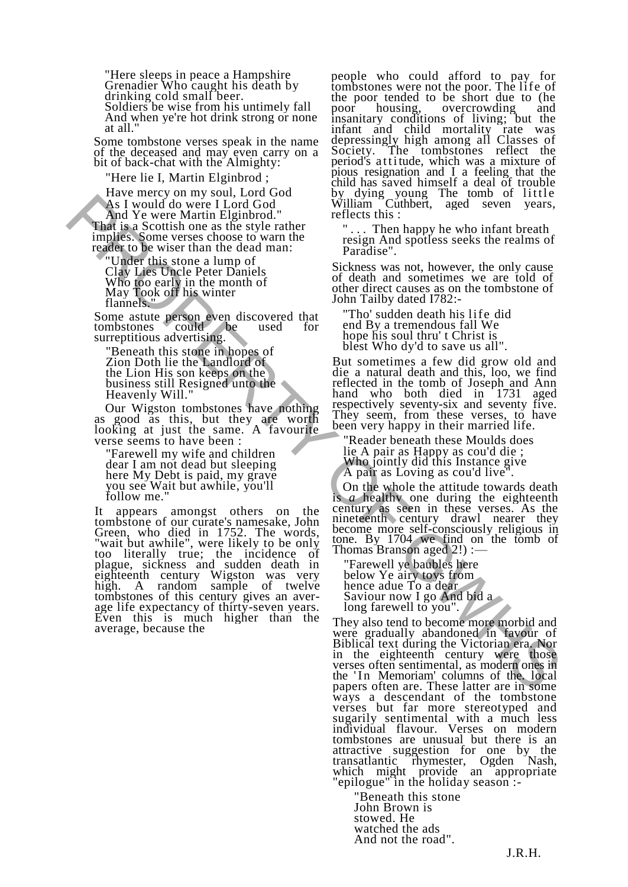"Here sleeps in peace a Hampshire Grenadier Who caught his death by drinking cold small beer.
Soldiers be wise from his untimely fall And when ye're hot drink strong or none at all."

Some tombstone verses speak in the name of the deceased and may even carry on a bit of back-chat with the Almighty:

"Here lie I, Martin Elginbrod ;

Have mercy on my soul, Lord God
As I would do were I Lord God
And Ye were Martin Elginbrod."

That is a Scottish one as the style rather implies. Some verses choose to warn the reader to be wiser than the dead man:

"Under this stone a lump of Clay Lies Uncle Peter Daniels Who too early in the month of May Took off his winter flannels."

Some astute person even discovered that tombstones could be used for surreptitious advertising.

"Beneath this stone in hopes of Zion Doth lie the Landlord of the Lion His son keeps on the business still Resigned unto the Heavenly Will."

Our Wigston tombstones have nothing as good as this, but they are worth looking at just the same. A favourite verse seems to have been :

"Farewell my wife and children dear I am not dead but sleeping here My Debt is paid, my grave you see Wait but awhile, you'll follow me."

It appears amongst others on the tombstone of our curate's namesake, John Green, who died in 1752. The words, "wait but awhile", were likely to be only too literally true; the incidence of plague, sickness and sudden death in eighteenth century Wigston was very high. A random sample of twelve tombstones of this century gives an average life expectancy of thirty-seven years. Even this is much higher than the average, because the people who could afford to pay for tombstones were not the poor. The life of the poor tended to be short due to (he poor housing, overcrowding and insanitary conditions of living; but the infant and child mortality rate was depressingly high among all Classes of Society. The tombstones reflect the period's attitude, which was a mixture of pious resignation and I a feeling that the child has saved himself a deal of trouble by dying young The tomb of little William Cuthbert, aged seven years, reflects this :

". . . Then happy he who infant breath resign And spotless seeks the realms of Paradise".

Sickness was not, however, the only cause of death and sometimes we are told of other direct causes as on the tombstone of John Tailby dated I782:-

"Tho' sudden death his life did end By a tremendous fall We hope his soul thru' t Christ is blest Who dy'd to save us all".

But sometimes a few did grow old and die a natural death and this, loo, we find reflected in the tomb of Joseph and Ann hand who both died in 1731 aged respectively seventy-six and seventy five. They seem, from these verses, to have been very happy in their married life.

"Reader beneath these Moulds does lie A pair as Happy as cou'd die ;
Who jointly did this Instance give
A pair as Loving as cou'd live".

On the whole the attitude towards death is *a* healthy one during the eighteenth century as seen in these verses. As the nineteenth century drawl nearer they become more self-consciously religious in tone. By 1704 we find on the tomb of Thomas Branson aged 2!) :—

"Farewell ye baubles here below Ye airy toys from hence adue To a dear Saviour now I go And bid a long farewell to you".

They also tend to become more morbid and were gradually abandoned in favour of Biblical text during the Victorian era. Nor in the eighteenth century were those verses often sentimental, as modern ones in the 'In Memoriam' columns of the local papers often are. These latter are in some ways a descendant of the tombstone verses but far more stereotyped and sugarily sentimental with a much less individual flavour. Verses on modern tombstones are unusual but there is an attractive suggestion for one by the transatlantic rhymester, Ogden Nash, which might provide an appropriate "epilogue" in the holiday season :-

"Beneath this stone John Brown is stowed. He watched the ads And not the road".

J.R.H.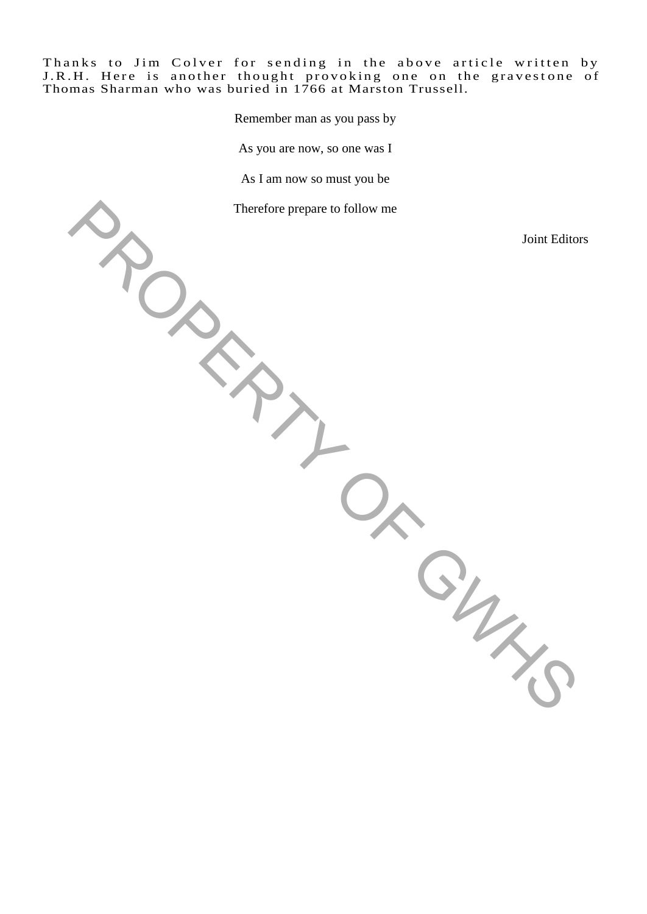Thanks to Jim Colver for sending in the above article written by J.R.H. Here is another thought provoking one on the gravestone of Thomas Sharman who was buried in 1766 at Marston Trussell.

Remember man as you pass by

As you are now, so one was I

As I am now so must you be

Therefore prepare to follow me

Joint Editors